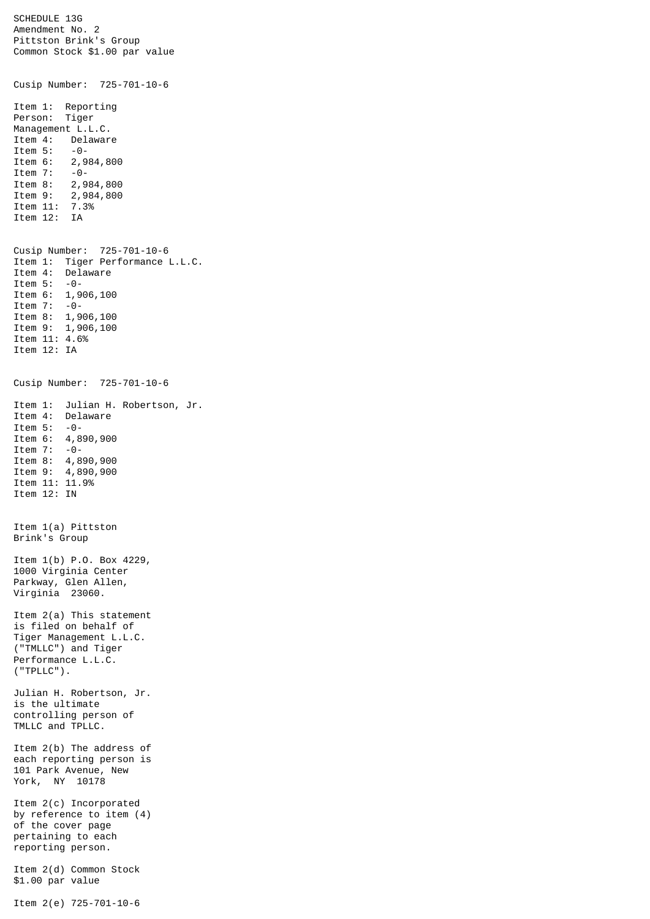SCHEDULE 13G
Amendment No. 2
Pittston Brink's Group
Common Stock $1.00 par value

Cusip Number: 725-701-10-6

Item 1: Reporting Person: Tiger Management L.L.C.
Item 4: Delaware
Item 5: -0-
Item 6: 2,984,800
Item 7: -0-
Item 8: 2,984,800
Item 9: 2,984,800
Item 11: 7.3%
Item 12: IA

Cusip Number: 725-701-10-6
Item 1: Tiger Performance L.L.C.
Item 4: Delaware
Item 5: -0-
Item 6: 1,906,100
Item 7: -0-
Item 8: 1,906,100
Item 9: 1,906,100
Item 11: 4.6%
Item 12: IA

Cusip Number: 725-701-10-6

Item 1: Julian H. Robertson, Jr.
Item 4: Delaware
Item 5: -0-
Item 6: 4,890,900
Item 7: -0-
Item 8: 4,890,900
Item 9: 4,890,900
Item 11: 11.9%
Item 12: IN

Item 1(a) Pittston Brink's Group

Item 1(b) P.O. Box 4229, 1000 Virginia Center Parkway, Glen Allen, Virginia 23060.

Item 2(a) This statement is filed on behalf of Tiger Management L.L.C. ("TMLLC") and Tiger Performance L.L.C. ("TPLLC").

Julian H. Robertson, Jr. is the ultimate controlling person of TMLLC and TPLLC.

Item 2(b) The address of each reporting person is 101 Park Avenue, New York, NY 10178

Item 2(c) Incorporated by reference to item (4) of the cover page pertaining to each reporting person.

Item 2(d) Common Stock $1.00 par value

Item 2(e) 725-701-10-6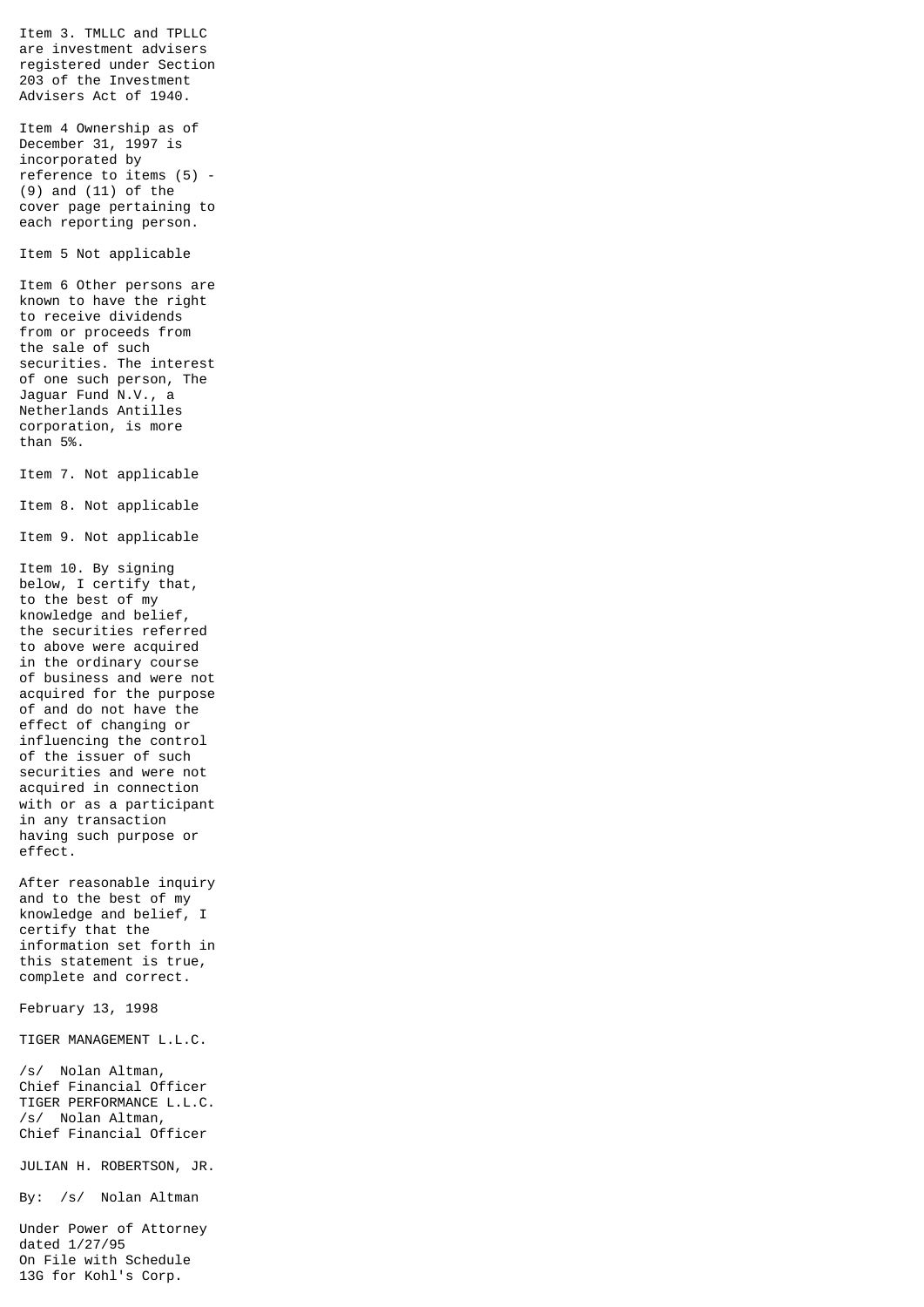Item 3. TMLLC and TPLLC are investment advisers registered under Section 203 of the Investment Advisers Act of 1940.

Item 4 Ownership as of December 31, 1997 is incorporated by reference to items (5) - (9) and (11) of the cover page pertaining to each reporting person.

Item 5 Not applicable

Item 6 Other persons are known to have the right to receive dividends from or proceeds from the sale of such securities. The interest of one such person, The Jaguar Fund N.V., a Netherlands Antilles corporation, is more than 5%.

Item 7. Not applicable

Item 8. Not applicable

Item 9. Not applicable

Item 10. By signing below, I certify that, to the best of my knowledge and belief, the securities referred to above were acquired in the ordinary course of business and were not acquired for the purpose of and do not have the effect of changing or influencing the control of the issuer of such securities and were not acquired in connection with or as a participant in any transaction having such purpose or effect.

After reasonable inquiry and to the best of my knowledge and belief, I certify that the information set forth in this statement is true, complete and correct.

February 13, 1998

TIGER MANAGEMENT L.L.C.

/s/ Nolan Altman,
Chief Financial Officer
TIGER PERFORMANCE L.L.C.
/s/ Nolan Altman,
Chief Financial Officer

JULIAN H. ROBERTSON, JR.

By: /s/ Nolan Altman

Under Power of Attorney dated 1/27/95
On File with Schedule 13G for Kohl's Corp.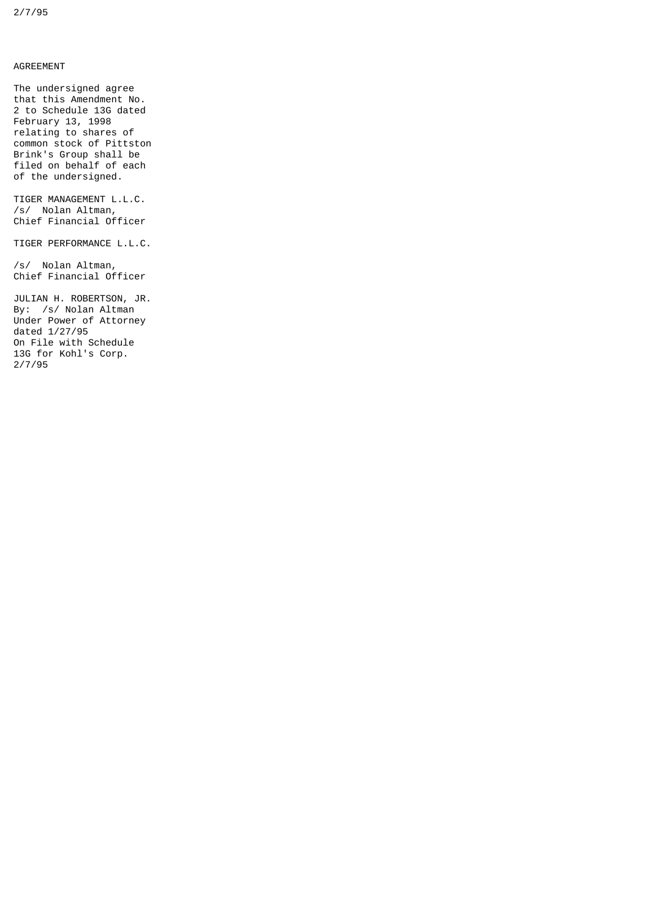2/7/95

AGREEMENT

The undersigned agree that this Amendment No. 2 to Schedule 13G dated February 13, 1998 relating to shares of common stock of Pittston Brink's Group shall be filed on behalf of each of the undersigned.

TIGER MANAGEMENT L.L.C.
/s/ Nolan Altman,
Chief Financial Officer

TIGER PERFORMANCE L.L.C.

/s/ Nolan Altman,
Chief Financial Officer

JULIAN H. ROBERTSON, JR.
By: /s/ Nolan Altman
Under Power of Attorney dated 1/27/95
On File with Schedule 13G for Kohl's Corp.
2/7/95